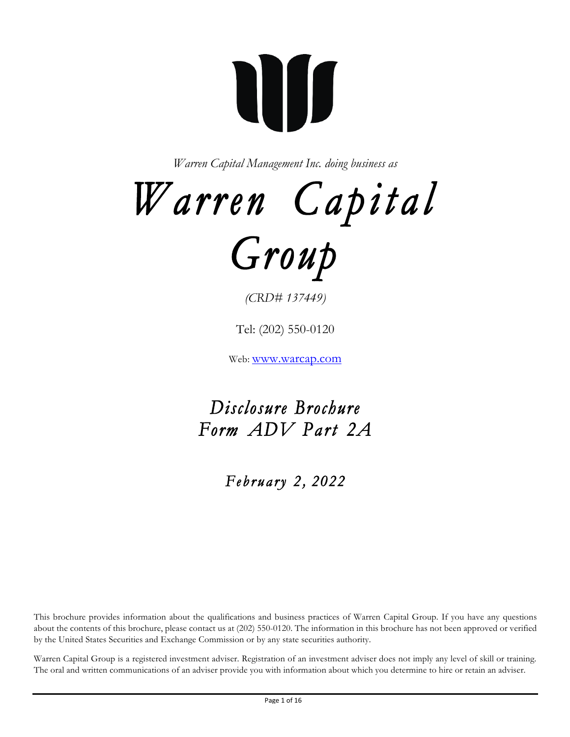*Warren Capital Management Inc. doing business as*

# *Warren Capital Group*

*(CRD# 137449)*

Tel: (202) 550-0120

Web: [www.warcap.com](http://www.warcap.com)

## *Disclosure Brochure*
## *Form ADV Part 2A*

### *February 2, 2022*

This brochure provides information about the qualifications and business practices of Warren Capital Group. If you have any questions about the contents of this brochure, please contact us at (202) 550-0120. The information in this brochure has not been approved or verified by the United States Securities and Exchange Commission or by any state securities authority.

Warren Capital Group is a registered investment adviser. Registration of an investment adviser does not imply any level of skill or training. The oral and written communications of an adviser provide you with information about which you determine to hire or retain an adviser.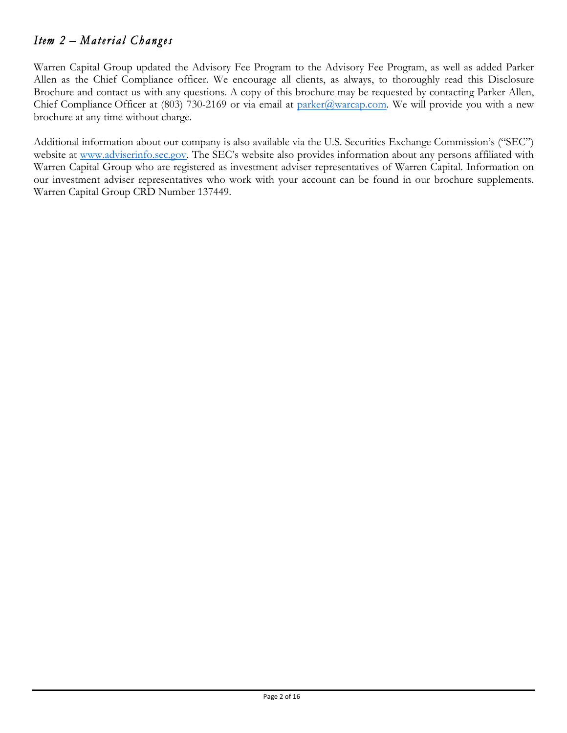## *Item 2 – Material Changes*

Warren Capital Group updated the Advisory Fee Program to the Advisory Fee Program, as well as added Parker Allen as the Chief Compliance officer. We encourage all clients, as always, to thoroughly read this Disclosure Brochure and contact us with any questions. A copy of this brochure may be requested by contacting Parker Allen, Chief Compliance Officer at (803) 730-2169 or via email at parker@warcap.com. We will provide you with a new brochure at any time without charge.

Additional information about our company is also available via the U.S. Securities Exchange Commission's ("SEC") website at www.adviserinfo.sec.gov. The SEC's website also provides information about any persons affiliated with Warren Capital Group who are registered as investment adviser representatives of Warren Capital. Information on our investment adviser representatives who work with your account can be found in our brochure supplements. Warren Capital Group CRD Number 137449.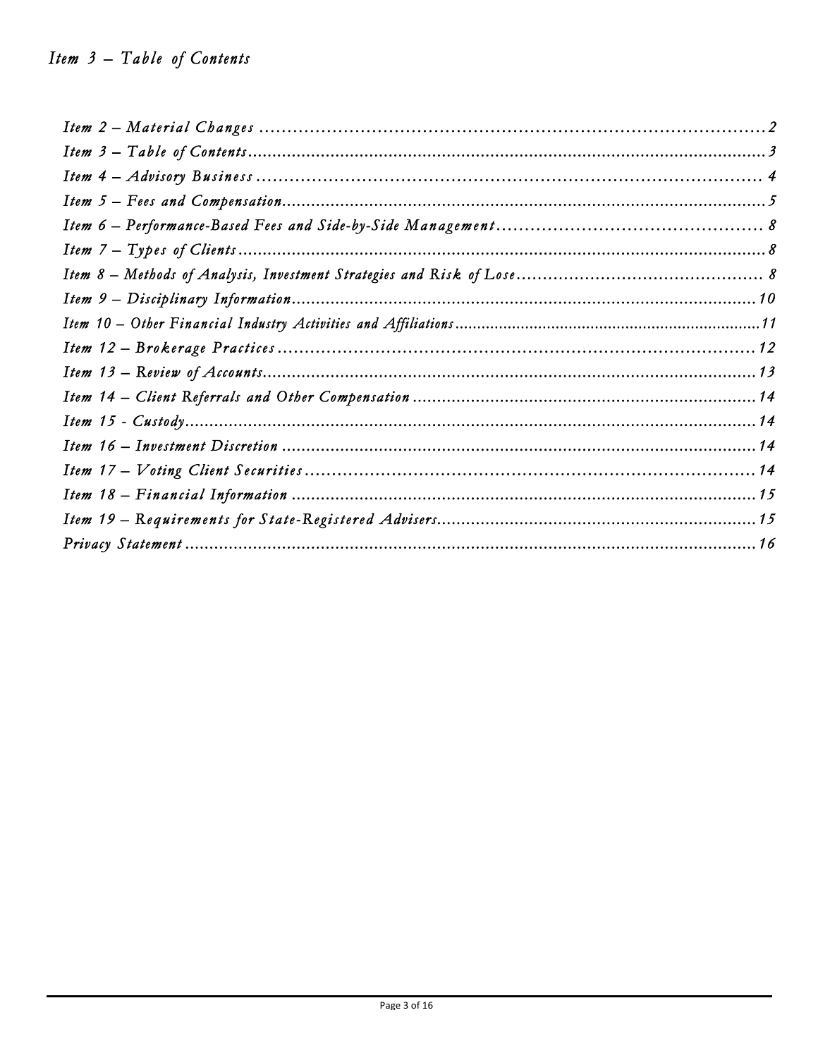## *Item 3 – Table of Contents*

*Item 2 – Material Changes* ..........2
*Item 3 – Table of Contents* ..........3
*Item 4 – Advisory Business* ..........4
*Item 5 – Fees and Compensation* ..........5
*Item 6 – Performance-Based Fees and Side-by-Side Management* ..........8
*Item 7 – Types of Clients* ..........8
*Item 8 – Methods of Analysis, Investment Strategies and Risk of Lose* ..........8
*Item 9 – Disciplinary Information* ..........10
*Item 10 – Other Financial Industry Activities and Affiliations* ..........11
*Item 12 – Brokerage Practices* ..........12
*Item 13 – Review of Accounts* ..........13
*Item 14 – Client Referrals and Other Compensation* ..........14
*Item 15 - Custody* ..........14
*Item 16 – Investment Discretion* ..........14
*Item 17 – Voting Client Securities* ..........14
*Item 18 – Financial Information* ..........15
*Item 19 – Requirements for State-Registered Advisers* ..........15
*Privacy Statement* ..........16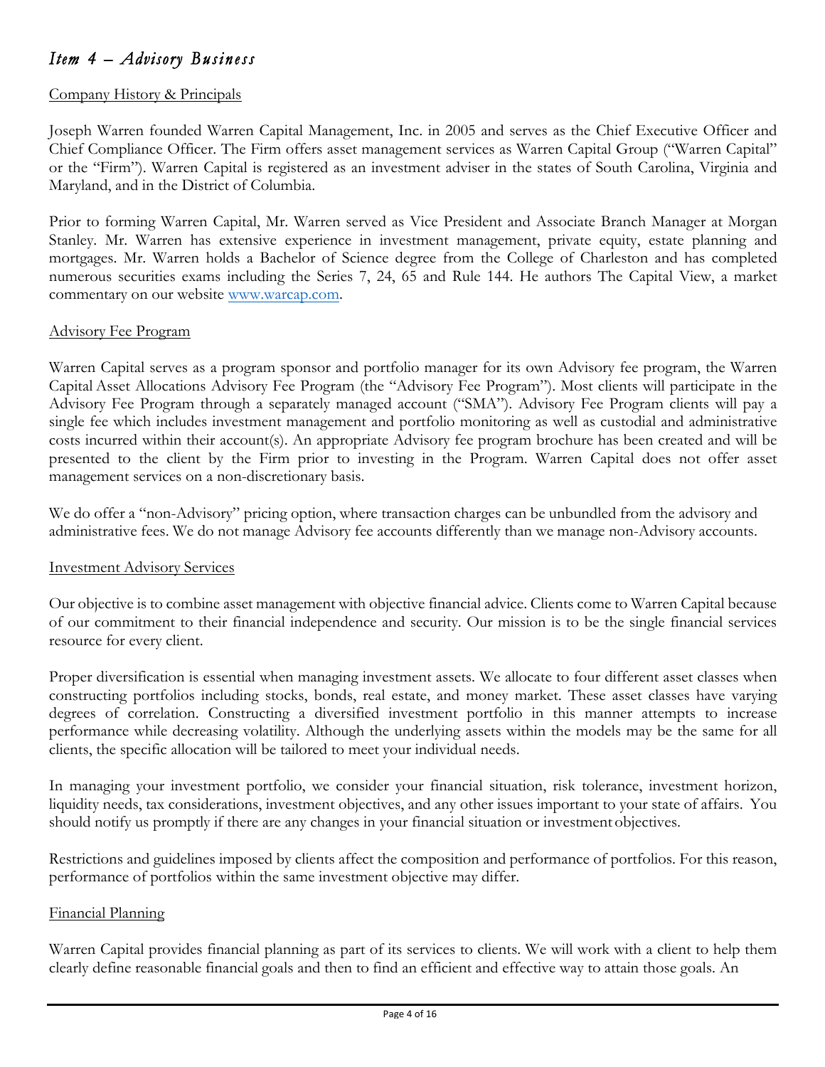## *Item 4 – Advisory Business*

Company History & Principals

Joseph Warren founded Warren Capital Management, Inc. in 2005 and serves as the Chief Executive Officer and Chief Compliance Officer. The Firm offers asset management services as Warren Capital Group ("Warren Capital" or the "Firm"). Warren Capital is registered as an investment adviser in the states of South Carolina, Virginia and Maryland, and in the District of Columbia.

Prior to forming Warren Capital, Mr. Warren served as Vice President and Associate Branch Manager at Morgan Stanley. Mr. Warren has extensive experience in investment management, private equity, estate planning and mortgages. Mr. Warren holds a Bachelor of Science degree from the College of Charleston and has completed numerous securities exams including the Series 7, 24, 65 and Rule 144. He authors The Capital View, a market commentary on our website www.warcap.com.

Advisory Fee Program

Warren Capital serves as a program sponsor and portfolio manager for its own Advisory fee program, the Warren Capital Asset Allocations Advisory Fee Program (the "Advisory Fee Program"). Most clients will participate in the Advisory Fee Program through a separately managed account ("SMA"). Advisory Fee Program clients will pay a single fee which includes investment management and portfolio monitoring as well as custodial and administrative costs incurred within their account(s). An appropriate Advisory fee program brochure has been created and will be presented to the client by the Firm prior to investing in the Program. Warren Capital does not offer asset management services on a non-discretionary basis.

We do offer a "non-Advisory" pricing option, where transaction charges can be unbundled from the advisory and administrative fees. We do not manage Advisory fee accounts differently than we manage non-Advisory accounts.

Investment Advisory Services

Our objective is to combine asset management with objective financial advice. Clients come to Warren Capital because of our commitment to their financial independence and security. Our mission is to be the single financial services resource for every client.

Proper diversification is essential when managing investment assets. We allocate to four different asset classes when constructing portfolios including stocks, bonds, real estate, and money market. These asset classes have varying degrees of correlation. Constructing a diversified investment portfolio in this manner attempts to increase performance while decreasing volatility. Although the underlying assets within the models may be the same for all clients, the specific allocation will be tailored to meet your individual needs.

In managing your investment portfolio, we consider your financial situation, risk tolerance, investment horizon, liquidity needs, tax considerations, investment objectives, and any other issues important to your state of affairs. You should notify us promptly if there are any changes in your financial situation or investment objectives.

Restrictions and guidelines imposed by clients affect the composition and performance of portfolios. For this reason, performance of portfolios within the same investment objective may differ.

Financial Planning

Warren Capital provides financial planning as part of its services to clients. We will work with a client to help them clearly define reasonable financial goals and then to find an efficient and effective way to attain those goals. An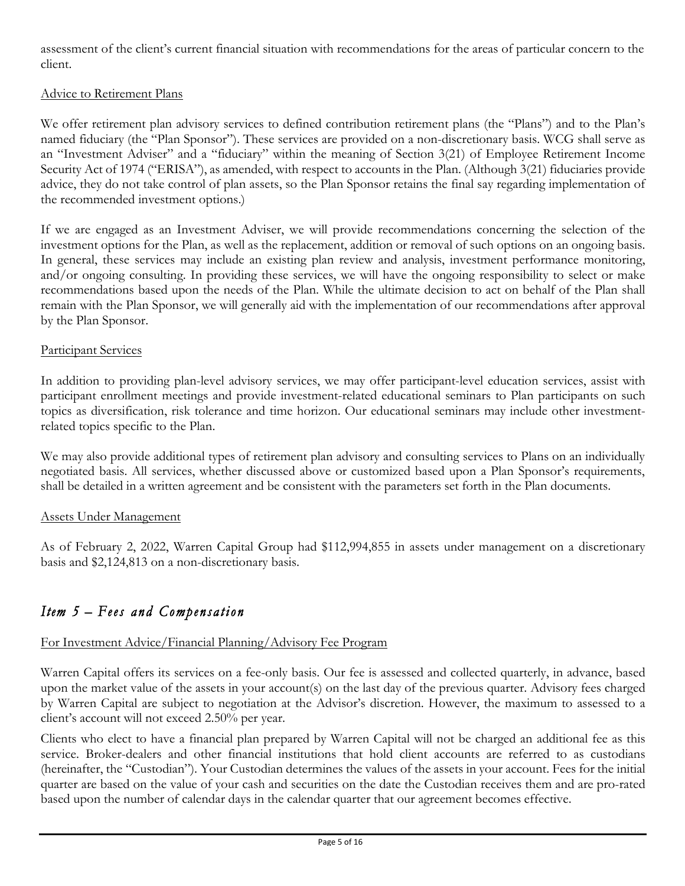assessment of the client's current financial situation with recommendations for the areas of particular concern to the client.

### Advice to Retirement Plans

We offer retirement plan advisory services to defined contribution retirement plans (the "Plans") and to the Plan's named fiduciary (the "Plan Sponsor"). These services are provided on a non-discretionary basis. WCG shall serve as an "Investment Adviser" and a "fiduciary" within the meaning of Section 3(21) of Employee Retirement Income Security Act of 1974 ("ERISA"), as amended, with respect to accounts in the Plan. (Although 3(21) fiduciaries provide advice, they do not take control of plan assets, so the Plan Sponsor retains the final say regarding implementation of the recommended investment options.)

If we are engaged as an Investment Adviser, we will provide recommendations concerning the selection of the investment options for the Plan, as well as the replacement, addition or removal of such options on an ongoing basis. In general, these services may include an existing plan review and analysis, investment performance monitoring, and/or ongoing consulting. In providing these services, we will have the ongoing responsibility to select or make recommendations based upon the needs of the Plan. While the ultimate decision to act on behalf of the Plan shall remain with the Plan Sponsor, we will generally aid with the implementation of our recommendations after approval by the Plan Sponsor.

### Participant Services

In addition to providing plan-level advisory services, we may offer participant-level education services, assist with participant enrollment meetings and provide investment-related educational seminars to Plan participants on such topics as diversification, risk tolerance and time horizon. Our educational seminars may include other investment-related topics specific to the Plan.

We may also provide additional types of retirement plan advisory and consulting services to Plans on an individually negotiated basis. All services, whether discussed above or customized based upon a Plan Sponsor's requirements, shall be detailed in a written agreement and be consistent with the parameters set forth in the Plan documents.

### Assets Under Management

As of February 2, 2022, Warren Capital Group had $112,994,855 in assets under management on a discretionary basis and $2,124,813 on a non-discretionary basis.

## *Item 5 – Fees and Compensation*

### For Investment Advice/Financial Planning/Advisory Fee Program

Warren Capital offers its services on a fee-only basis. Our fee is assessed and collected quarterly, in advance, based upon the market value of the assets in your account(s) on the last day of the previous quarter. Advisory fees charged by Warren Capital are subject to negotiation at the Advisor's discretion. However, the maximum to assessed to a client's account will not exceed 2.50% per year.

Clients who elect to have a financial plan prepared by Warren Capital will not be charged an additional fee as this service. Broker-dealers and other financial institutions that hold client accounts are referred to as custodians (hereinafter, the "Custodian"). Your Custodian determines the values of the assets in your account. Fees for the initial quarter are based on the value of your cash and securities on the date the Custodian receives them and are pro-rated based upon the number of calendar days in the calendar quarter that our agreement becomes effective.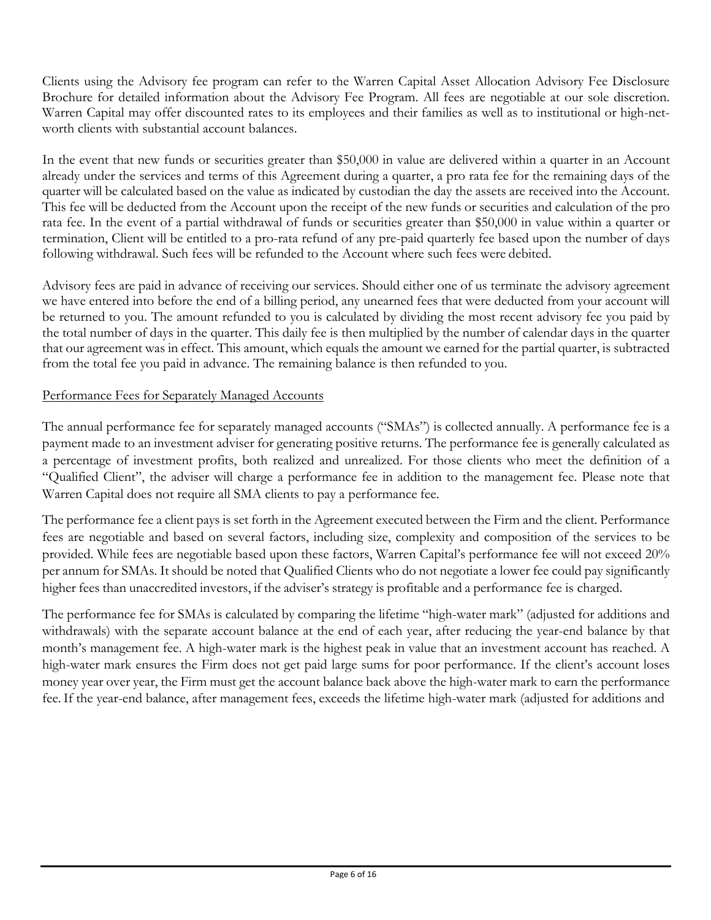Clients using the Advisory fee program can refer to the Warren Capital Asset Allocation Advisory Fee Disclosure Brochure for detailed information about the Advisory Fee Program. All fees are negotiable at our sole discretion. Warren Capital may offer discounted rates to its employees and their families as well as to institutional or high-net-worth clients with substantial account balances.

In the event that new funds or securities greater than $50,000 in value are delivered within a quarter in an Account already under the services and terms of this Agreement during a quarter, a pro rata fee for the remaining days of the quarter will be calculated based on the value as indicated by custodian the day the assets are received into the Account. This fee will be deducted from the Account upon the receipt of the new funds or securities and calculation of the pro rata fee. In the event of a partial withdrawal of funds or securities greater than $50,000 in value within a quarter or termination, Client will be entitled to a pro-rata refund of any pre-paid quarterly fee based upon the number of days following withdrawal. Such fees will be refunded to the Account where such fees were debited.

Advisory fees are paid in advance of receiving our services. Should either one of us terminate the advisory agreement we have entered into before the end of a billing period, any unearned fees that were deducted from your account will be returned to you. The amount refunded to you is calculated by dividing the most recent advisory fee you paid by the total number of days in the quarter. This daily fee is then multiplied by the number of calendar days in the quarter that our agreement was in effect. This amount, which equals the amount we earned for the partial quarter, is subtracted from the total fee you paid in advance. The remaining balance is then refunded to you.

Performance Fees for Separately Managed Accounts

The annual performance fee for separately managed accounts ("SMAs") is collected annually. A performance fee is a payment made to an investment adviser for generating positive returns. The performance fee is generally calculated as a percentage of investment profits, both realized and unrealized. For those clients who meet the definition of a "Qualified Client", the adviser will charge a performance fee in addition to the management fee. Please note that Warren Capital does not require all SMA clients to pay a performance fee.

The performance fee a client pays is set forth in the Agreement executed between the Firm and the client. Performance fees are negotiable and based on several factors, including size, complexity and composition of the services to be provided. While fees are negotiable based upon these factors, Warren Capital's performance fee will not exceed 20% per annum for SMAs. It should be noted that Qualified Clients who do not negotiate a lower fee could pay significantly higher fees than unaccredited investors, if the adviser's strategy is profitable and a performance fee is charged.

The performance fee for SMAs is calculated by comparing the lifetime "high-water mark" (adjusted for additions and withdrawals) with the separate account balance at the end of each year, after reducing the year-end balance by that month's management fee. A high-water mark is the highest peak in value that an investment account has reached. A high-water mark ensures the Firm does not get paid large sums for poor performance. If the client's account loses money year over year, the Firm must get the account balance back above the high-water mark to earn the performance fee. If the year-end balance, after management fees, exceeds the lifetime high-water mark (adjusted for additions and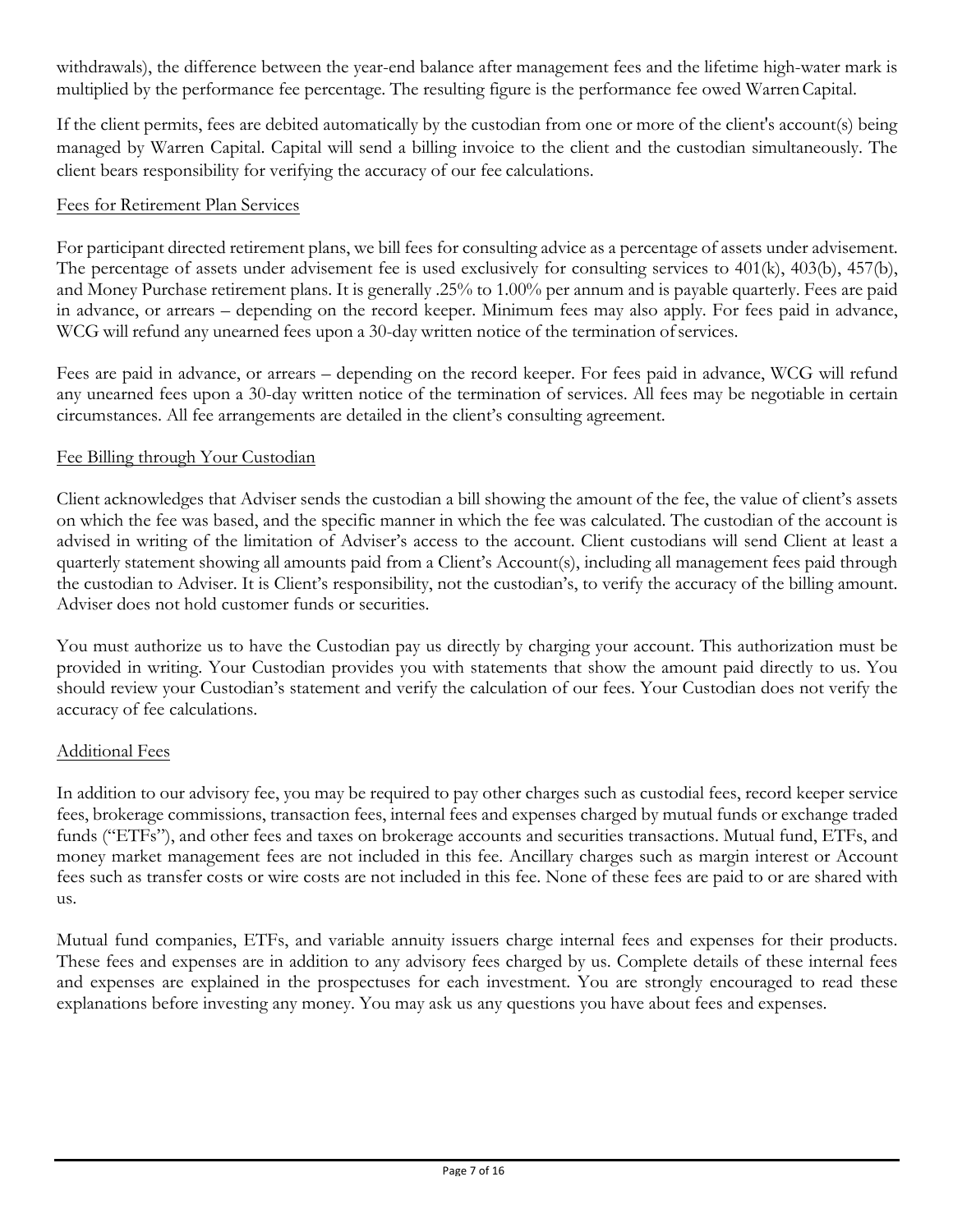withdrawals), the difference between the year-end balance after management fees and the lifetime high-water mark is multiplied by the performance fee percentage. The resulting figure is the performance fee owed Warren Capital.

If the client permits, fees are debited automatically by the custodian from one or more of the client's account(s) being managed by Warren Capital. Capital will send a billing invoice to the client and the custodian simultaneously. The client bears responsibility for verifying the accuracy of our fee calculations.

Fees for Retirement Plan Services

For participant directed retirement plans, we bill fees for consulting advice as a percentage of assets under advisement. The percentage of assets under advisement fee is used exclusively for consulting services to 401(k), 403(b), 457(b), and Money Purchase retirement plans. It is generally .25% to 1.00% per annum and is payable quarterly. Fees are paid in advance, or arrears – depending on the record keeper. Minimum fees may also apply. For fees paid in advance, WCG will refund any unearned fees upon a 30-day written notice of the termination of services.

Fees are paid in advance, or arrears – depending on the record keeper. For fees paid in advance, WCG will refund any unearned fees upon a 30-day written notice of the termination of services. All fees may be negotiable in certain circumstances. All fee arrangements are detailed in the client's consulting agreement.

Fee Billing through Your Custodian

Client acknowledges that Adviser sends the custodian a bill showing the amount of the fee, the value of client's assets on which the fee was based, and the specific manner in which the fee was calculated. The custodian of the account is advised in writing of the limitation of Adviser's access to the account. Client custodians will send Client at least a quarterly statement showing all amounts paid from a Client's Account(s), including all management fees paid through the custodian to Adviser. It is Client's responsibility, not the custodian's, to verify the accuracy of the billing amount. Adviser does not hold customer funds or securities.

You must authorize us to have the Custodian pay us directly by charging your account. This authorization must be provided in writing. Your Custodian provides you with statements that show the amount paid directly to us. You should review your Custodian's statement and verify the calculation of our fees. Your Custodian does not verify the accuracy of fee calculations.

Additional Fees

In addition to our advisory fee, you may be required to pay other charges such as custodial fees, record keeper service fees, brokerage commissions, transaction fees, internal fees and expenses charged by mutual funds or exchange traded funds ("ETFs"), and other fees and taxes on brokerage accounts and securities transactions. Mutual fund, ETFs, and money market management fees are not included in this fee. Ancillary charges such as margin interest or Account fees such as transfer costs or wire costs are not included in this fee. None of these fees are paid to or are shared with us.

Mutual fund companies, ETFs, and variable annuity issuers charge internal fees and expenses for their products. These fees and expenses are in addition to any advisory fees charged by us. Complete details of these internal fees and expenses are explained in the prospectuses for each investment. You are strongly encouraged to read these explanations before investing any money. You may ask us any questions you have about fees and expenses.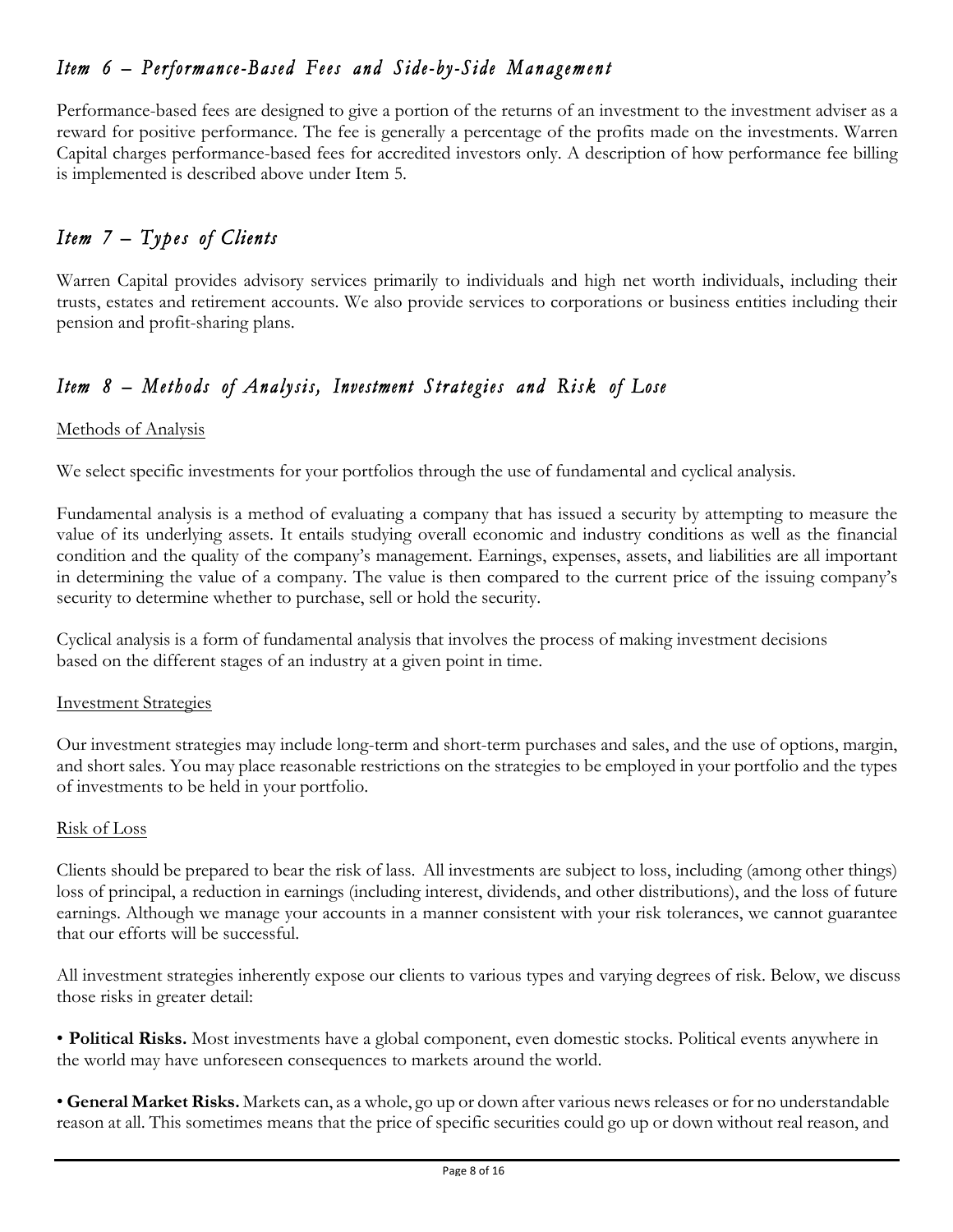## *Item 6 – Performance-Based Fees and Side-by-Side Management*

Performance-based fees are designed to give a portion of the returns of an investment to the investment adviser as a reward for positive performance. The fee is generally a percentage of the profits made on the investments. Warren Capital charges performance-based fees for accredited investors only. A description of how performance fee billing is implemented is described above under Item 5.

## *Item 7 – Types of Clients*

Warren Capital provides advisory services primarily to individuals and high net worth individuals, including their trusts, estates and retirement accounts. We also provide services to corporations or business entities including their pension and profit-sharing plans.

## *Item 8 – Methods of Analysis, Investment Strategies and Risk of Lose*

### Methods of Analysis

We select specific investments for your portfolios through the use of fundamental and cyclical analysis.

Fundamental analysis is a method of evaluating a company that has issued a security by attempting to measure the value of its underlying assets. It entails studying overall economic and industry conditions as well as the financial condition and the quality of the company's management. Earnings, expenses, assets, and liabilities are all important in determining the value of a company. The value is then compared to the current price of the issuing company's security to determine whether to purchase, sell or hold the security.

Cyclical analysis is a form of fundamental analysis that involves the process of making investment decisions based on the different stages of an industry at a given point in time.

### Investment Strategies

Our investment strategies may include long-term and short-term purchases and sales, and the use of options, margin, and short sales. You may place reasonable restrictions on the strategies to be employed in your portfolio and the types of investments to be held in your portfolio.

### Risk of Loss

Clients should be prepared to bear the risk of lass. All investments are subject to loss, including (among other things) loss of principal, a reduction in earnings (including interest, dividends, and other distributions), and the loss of future earnings. Although we manage your accounts in a manner consistent with your risk tolerances, we cannot guarantee that our efforts will be successful.

All investment strategies inherently expose our clients to various types and varying degrees of risk. Below, we discuss those risks in greater detail:

- **Political Risks.** Most investments have a global component, even domestic stocks. Political events anywhere in the world may have unforeseen consequences to markets around the world.

- **General Market Risks.** Markets can, as a whole, go up or down after various news releases or for no understandable reason at all. This sometimes means that the price of specific securities could go up or down without real reason, and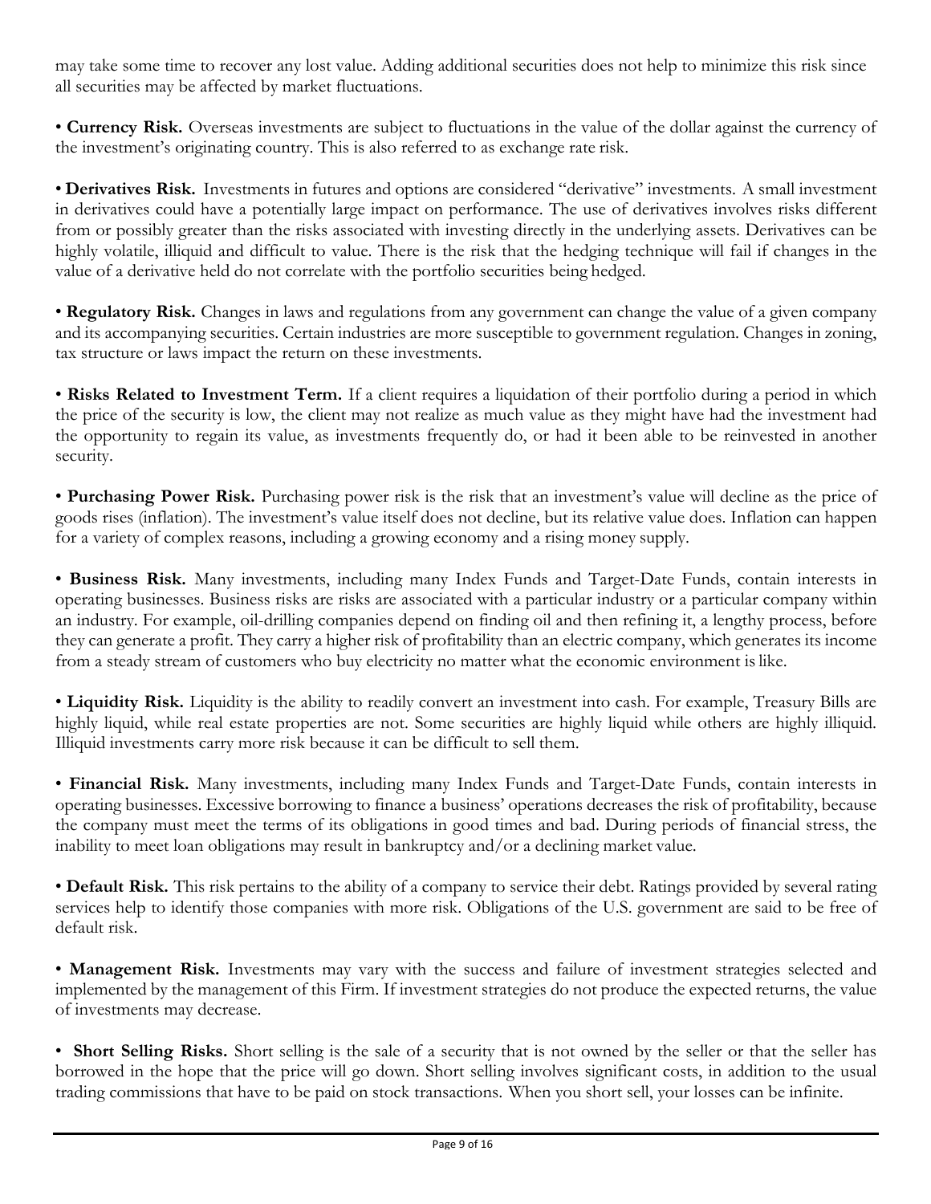may take some time to recover any lost value. Adding additional securities does not help to minimize this risk since all securities may be affected by market fluctuations.

• **Currency Risk.** Overseas investments are subject to fluctuations in the value of the dollar against the currency of the investment's originating country. This is also referred to as exchange rate risk.

• **Derivatives Risk.** Investments in futures and options are considered "derivative" investments. A small investment in derivatives could have a potentially large impact on performance. The use of derivatives involves risks different from or possibly greater than the risks associated with investing directly in the underlying assets. Derivatives can be highly volatile, illiquid and difficult to value. There is the risk that the hedging technique will fail if changes in the value of a derivative held do not correlate with the portfolio securities being hedged.

• **Regulatory Risk.** Changes in laws and regulations from any government can change the value of a given company and its accompanying securities. Certain industries are more susceptible to government regulation. Changes in zoning, tax structure or laws impact the return on these investments.

• **Risks Related to Investment Term.** If a client requires a liquidation of their portfolio during a period in which the price of the security is low, the client may not realize as much value as they might have had the investment had the opportunity to regain its value, as investments frequently do, or had it been able to be reinvested in another security.

• **Purchasing Power Risk.** Purchasing power risk is the risk that an investment's value will decline as the price of goods rises (inflation). The investment's value itself does not decline, but its relative value does. Inflation can happen for a variety of complex reasons, including a growing economy and a rising money supply.

• **Business Risk.** Many investments, including many Index Funds and Target-Date Funds, contain interests in operating businesses. Business risks are risks are associated with a particular industry or a particular company within an industry. For example, oil-drilling companies depend on finding oil and then refining it, a lengthy process, before they can generate a profit. They carry a higher risk of profitability than an electric company, which generates its income from a steady stream of customers who buy electricity no matter what the economic environment is like.

• **Liquidity Risk.** Liquidity is the ability to readily convert an investment into cash. For example, Treasury Bills are highly liquid, while real estate properties are not. Some securities are highly liquid while others are highly illiquid. Illiquid investments carry more risk because it can be difficult to sell them.

• **Financial Risk.** Many investments, including many Index Funds and Target-Date Funds, contain interests in operating businesses. Excessive borrowing to finance a business' operations decreases the risk of profitability, because the company must meet the terms of its obligations in good times and bad. During periods of financial stress, the inability to meet loan obligations may result in bankruptcy and/or a declining market value.

• **Default Risk.** This risk pertains to the ability of a company to service their debt. Ratings provided by several rating services help to identify those companies with more risk. Obligations of the U.S. government are said to be free of default risk.

• **Management Risk.** Investments may vary with the success and failure of investment strategies selected and implemented by the management of this Firm. If investment strategies do not produce the expected returns, the value of investments may decrease.

• **Short Selling Risks.** Short selling is the sale of a security that is not owned by the seller or that the seller has borrowed in the hope that the price will go down. Short selling involves significant costs, in addition to the usual trading commissions that have to be paid on stock transactions. When you short sell, your losses can be infinite.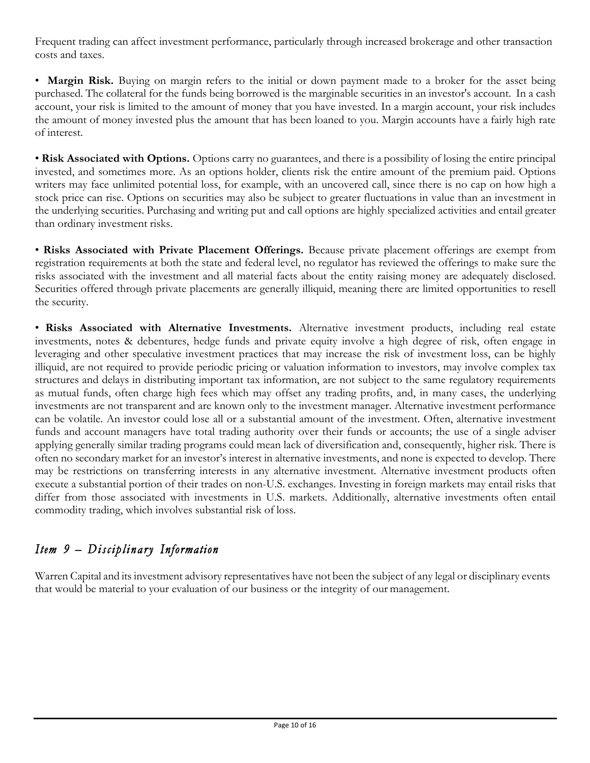Frequent trading can affect investment performance, particularly through increased brokerage and other transaction costs and taxes.

- **Margin Risk.** Buying on margin refers to the initial or down payment made to a broker for the asset being purchased. The collateral for the funds being borrowed is the marginable securities in an investor's account. In a cash account, your risk is limited to the amount of money that you have invested. In a margin account, your risk includes the amount of money invested plus the amount that has been loaned to you. Margin accounts have a fairly high rate of interest.

- **Risk Associated with Options.** Options carry no guarantees, and there is a possibility of losing the entire principal invested, and sometimes more. As an options holder, clients risk the entire amount of the premium paid. Options writers may face unlimited potential loss, for example, with an uncovered call, since there is no cap on how high a stock price can rise. Options on securities may also be subject to greater fluctuations in value than an investment in the underlying securities. Purchasing and writing put and call options are highly specialized activities and entail greater than ordinary investment risks.

- **Risks Associated with Private Placement Offerings.** Because private placement offerings are exempt from registration requirements at both the state and federal level, no regulator has reviewed the offerings to make sure the risks associated with the investment and all material facts about the entity raising money are adequately disclosed. Securities offered through private placements are generally illiquid, meaning there are limited opportunities to resell the security.

- **Risks Associated with Alternative Investments.** Alternative investment products, including real estate investments, notes & debentures, hedge funds and private equity involve a high degree of risk, often engage in leveraging and other speculative investment practices that may increase the risk of investment loss, can be highly illiquid, are not required to provide periodic pricing or valuation information to investors, may involve complex tax structures and delays in distributing important tax information, are not subject to the same regulatory requirements as mutual funds, often charge high fees which may offset any trading profits, and, in many cases, the underlying investments are not transparent and are known only to the investment manager. Alternative investment performance can be volatile. An investor could lose all or a substantial amount of the investment. Often, alternative investment funds and account managers have total trading authority over their funds or accounts; the use of a single adviser applying generally similar trading programs could mean lack of diversification and, consequently, higher risk. There is often no secondary market for an investor's interest in alternative investments, and none is expected to develop. There may be restrictions on transferring interests in any alternative investment. Alternative investment products often execute a substantial portion of their trades on non-U.S. exchanges. Investing in foreign markets may entail risks that differ from those associated with investments in U.S. markets. Additionally, alternative investments often entail commodity trading, which involves substantial risk of loss.

## *Item 9 – Disciplinary Information*

Warren Capital and its investment advisory representatives have not been the subject of any legal or disciplinary events that would be material to your evaluation of our business or the integrity of our management.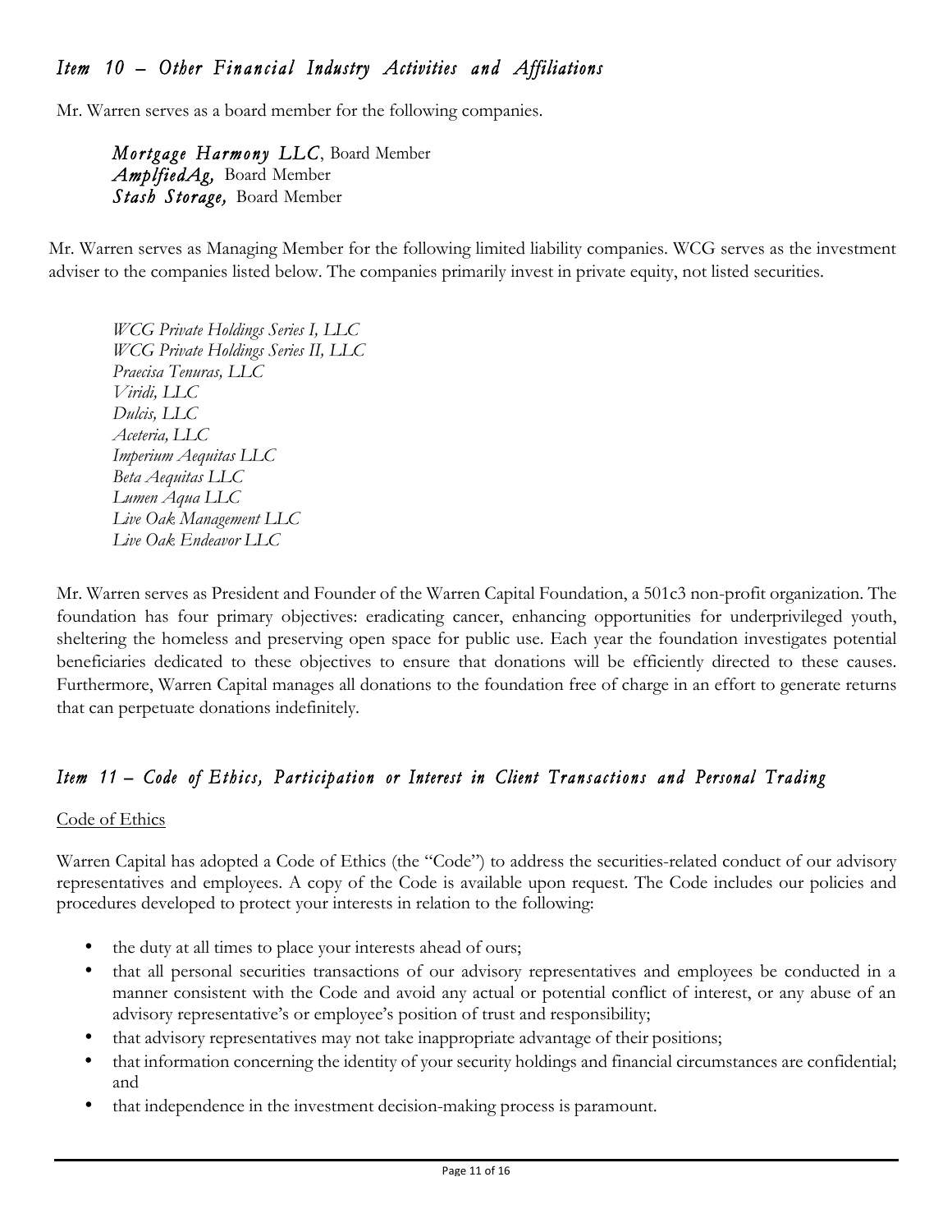## *Item 10 – Other Financial Industry Activities and Affiliations*

Mr. Warren serves as a board member for the following companies.

***Mortgage Harmony LLC***, Board Member
***AmplfiedAg,*** Board Member
***Stash Storage,*** Board Member

Mr. Warren serves as Managing Member for the following limited liability companies. WCG serves as the investment adviser to the companies listed below. The companies primarily invest in private equity, not listed securities.

*WCG Private Holdings Series I, LLC*
*WCG Private Holdings Series II, LLC*
*Praecisa Tenuras, LLC*
*Viridi, LLC*
*Dulcis, LLC*
*Aceteria, LLC*
*Imperium Aequitas LLC*
*Beta Aequitas LLC*
*Lumen Aqua LLC*
*Live Oak Management LLC*
*Live Oak Endeavor LLC*

Mr. Warren serves as President and Founder of the Warren Capital Foundation, a 501c3 non-profit organization. The foundation has four primary objectives: eradicating cancer, enhancing opportunities for underprivileged youth, sheltering the homeless and preserving open space for public use. Each year the foundation investigates potential beneficiaries dedicated to these objectives to ensure that donations will be efficiently directed to these causes. Furthermore, Warren Capital manages all donations to the foundation free of charge in an effort to generate returns that can perpetuate donations indefinitely.

## *Item 11 – Code of Ethics, Participation or Interest in Client Transactions and Personal Trading*

<u>Code of Ethics</u>

Warren Capital has adopted a Code of Ethics (the "Code") to address the securities-related conduct of our advisory representatives and employees. A copy of the Code is available upon request. The Code includes our policies and procedures developed to protect your interests in relation to the following:

- the duty at all times to place your interests ahead of ours;
- that all personal securities transactions of our advisory representatives and employees be conducted in a manner consistent with the Code and avoid any actual or potential conflict of interest, or any abuse of an advisory representative's or employee's position of trust and responsibility;
- that advisory representatives may not take inappropriate advantage of their positions;
- that information concerning the identity of your security holdings and financial circumstances are confidential; and
- that independence in the investment decision-making process is paramount.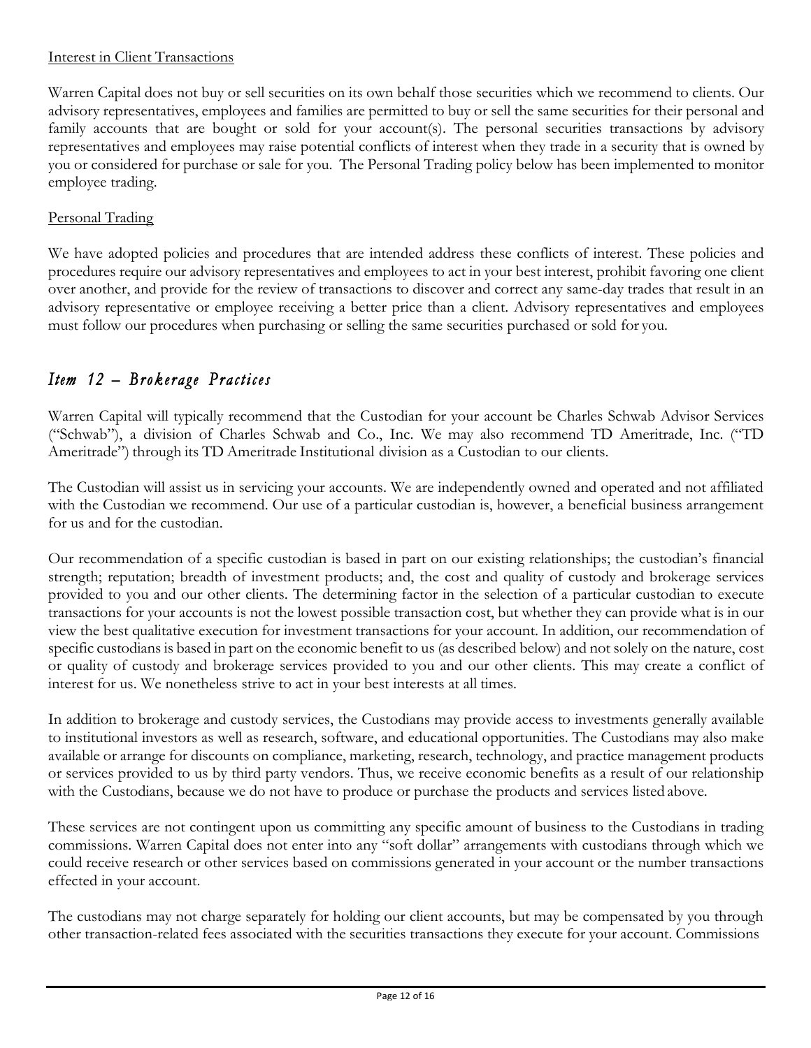Interest in Client Transactions

Warren Capital does not buy or sell securities on its own behalf those securities which we recommend to clients. Our advisory representatives, employees and families are permitted to buy or sell the same securities for their personal and family accounts that are bought or sold for your account(s). The personal securities transactions by advisory representatives and employees may raise potential conflicts of interest when they trade in a security that is owned by you or considered for purchase or sale for you. The Personal Trading policy below has been implemented to monitor employee trading.

Personal Trading

We have adopted policies and procedures that are intended address these conflicts of interest. These policies and procedures require our advisory representatives and employees to act in your best interest, prohibit favoring one client over another, and provide for the review of transactions to discover and correct any same-day trades that result in an advisory representative or employee receiving a better price than a client. Advisory representatives and employees must follow our procedures when purchasing or selling the same securities purchased or sold for you.

## *Item 12 – Brokerage Practices*

Warren Capital will typically recommend that the Custodian for your account be Charles Schwab Advisor Services ("Schwab"), a division of Charles Schwab and Co., Inc. We may also recommend TD Ameritrade, Inc. ("TD Ameritrade") through its TD Ameritrade Institutional division as a Custodian to our clients.

The Custodian will assist us in servicing your accounts. We are independently owned and operated and not affiliated with the Custodian we recommend. Our use of a particular custodian is, however, a beneficial business arrangement for us and for the custodian.

Our recommendation of a specific custodian is based in part on our existing relationships; the custodian's financial strength; reputation; breadth of investment products; and, the cost and quality of custody and brokerage services provided to you and our other clients. The determining factor in the selection of a particular custodian to execute transactions for your accounts is not the lowest possible transaction cost, but whether they can provide what is in our view the best qualitative execution for investment transactions for your account. In addition, our recommendation of specific custodians is based in part on the economic benefit to us (as described below) and not solely on the nature, cost or quality of custody and brokerage services provided to you and our other clients. This may create a conflict of interest for us. We nonetheless strive to act in your best interests at all times.

In addition to brokerage and custody services, the Custodians may provide access to investments generally available to institutional investors as well as research, software, and educational opportunities. The Custodians may also make available or arrange for discounts on compliance, marketing, research, technology, and practice management products or services provided to us by third party vendors. Thus, we receive economic benefits as a result of our relationship with the Custodians, because we do not have to produce or purchase the products and services listed above.

These services are not contingent upon us committing any specific amount of business to the Custodians in trading commissions. Warren Capital does not enter into any "soft dollar" arrangements with custodians through which we could receive research or other services based on commissions generated in your account or the number transactions effected in your account.

The custodians may not charge separately for holding our client accounts, but may be compensated by you through other transaction-related fees associated with the securities transactions they execute for your account. Commissions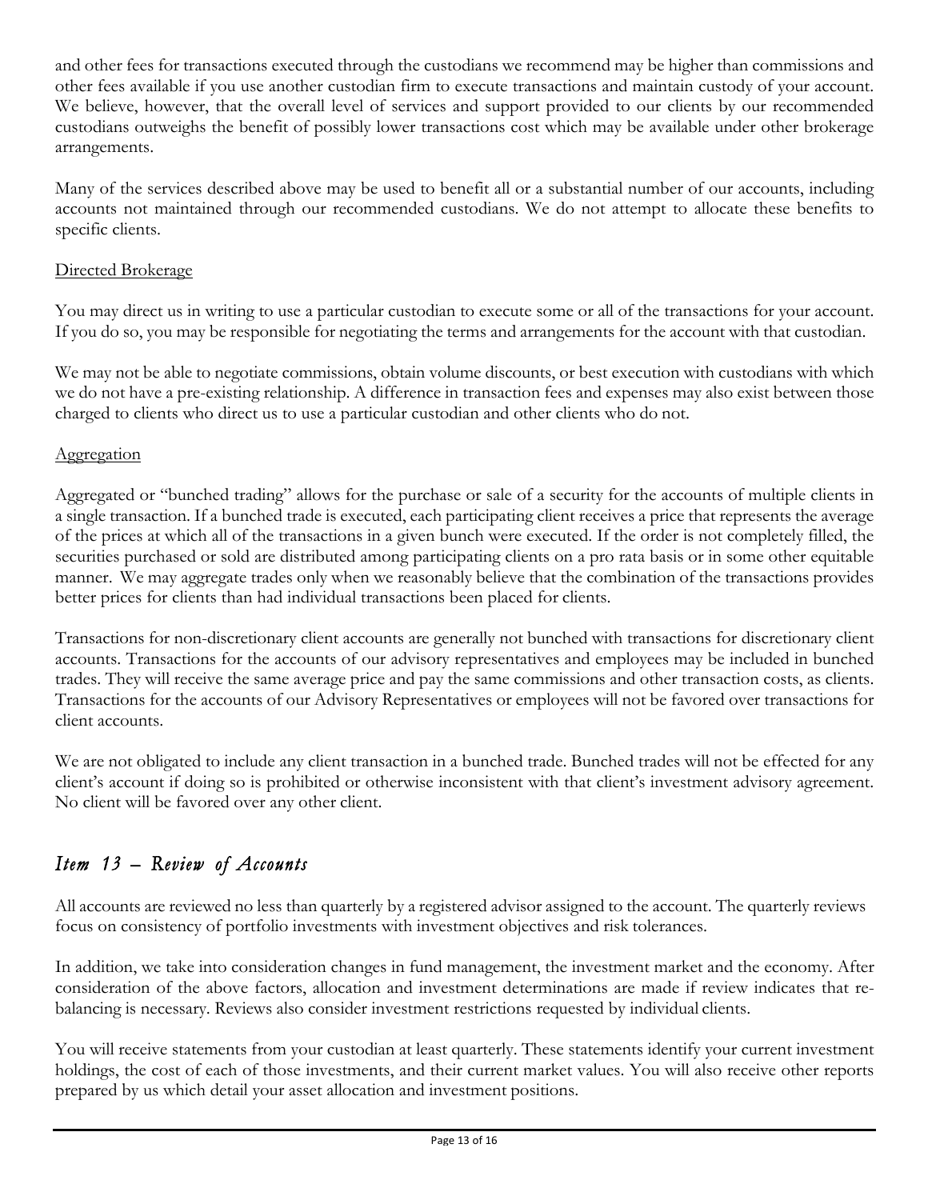and other fees for transactions executed through the custodians we recommend may be higher than commissions and other fees available if you use another custodian firm to execute transactions and maintain custody of your account. We believe, however, that the overall level of services and support provided to our clients by our recommended custodians outweighs the benefit of possibly lower transactions cost which may be available under other brokerage arrangements.

Many of the services described above may be used to benefit all or a substantial number of our accounts, including accounts not maintained through our recommended custodians. We do not attempt to allocate these benefits to specific clients.

<u>Directed Brokerage</u>

You may direct us in writing to use a particular custodian to execute some or all of the transactions for your account. If you do so, you may be responsible for negotiating the terms and arrangements for the account with that custodian.

We may not be able to negotiate commissions, obtain volume discounts, or best execution with custodians with which we do not have a pre-existing relationship. A difference in transaction fees and expenses may also exist between those charged to clients who direct us to use a particular custodian and other clients who do not.

<u>Aggregation</u>

Aggregated or "bunched trading" allows for the purchase or sale of a security for the accounts of multiple clients in a single transaction. If a bunched trade is executed, each participating client receives a price that represents the average of the prices at which all of the transactions in a given bunch were executed. If the order is not completely filled, the securities purchased or sold are distributed among participating clients on a pro rata basis or in some other equitable manner. We may aggregate trades only when we reasonably believe that the combination of the transactions provides better prices for clients than had individual transactions been placed for clients.

Transactions for non-discretionary client accounts are generally not bunched with transactions for discretionary client accounts. Transactions for the accounts of our advisory representatives and employees may be included in bunched trades. They will receive the same average price and pay the same commissions and other transaction costs, as clients. Transactions for the accounts of our Advisory Representatives or employees will not be favored over transactions for client accounts.

We are not obligated to include any client transaction in a bunched trade. Bunched trades will not be effected for any client's account if doing so is prohibited or otherwise inconsistent with that client's investment advisory agreement. No client will be favored over any other client.

## *Item 13 – Review of Accounts*

All accounts are reviewed no less than quarterly by a registered advisor assigned to the account. The quarterly reviews focus on consistency of portfolio investments with investment objectives and risk tolerances.

In addition, we take into consideration changes in fund management, the investment market and the economy. After consideration of the above factors, allocation and investment determinations are made if review indicates that re-balancing is necessary. Reviews also consider investment restrictions requested by individual clients.

You will receive statements from your custodian at least quarterly. These statements identify your current investment holdings, the cost of each of those investments, and their current market values. You will also receive other reports prepared by us which detail your asset allocation and investment positions.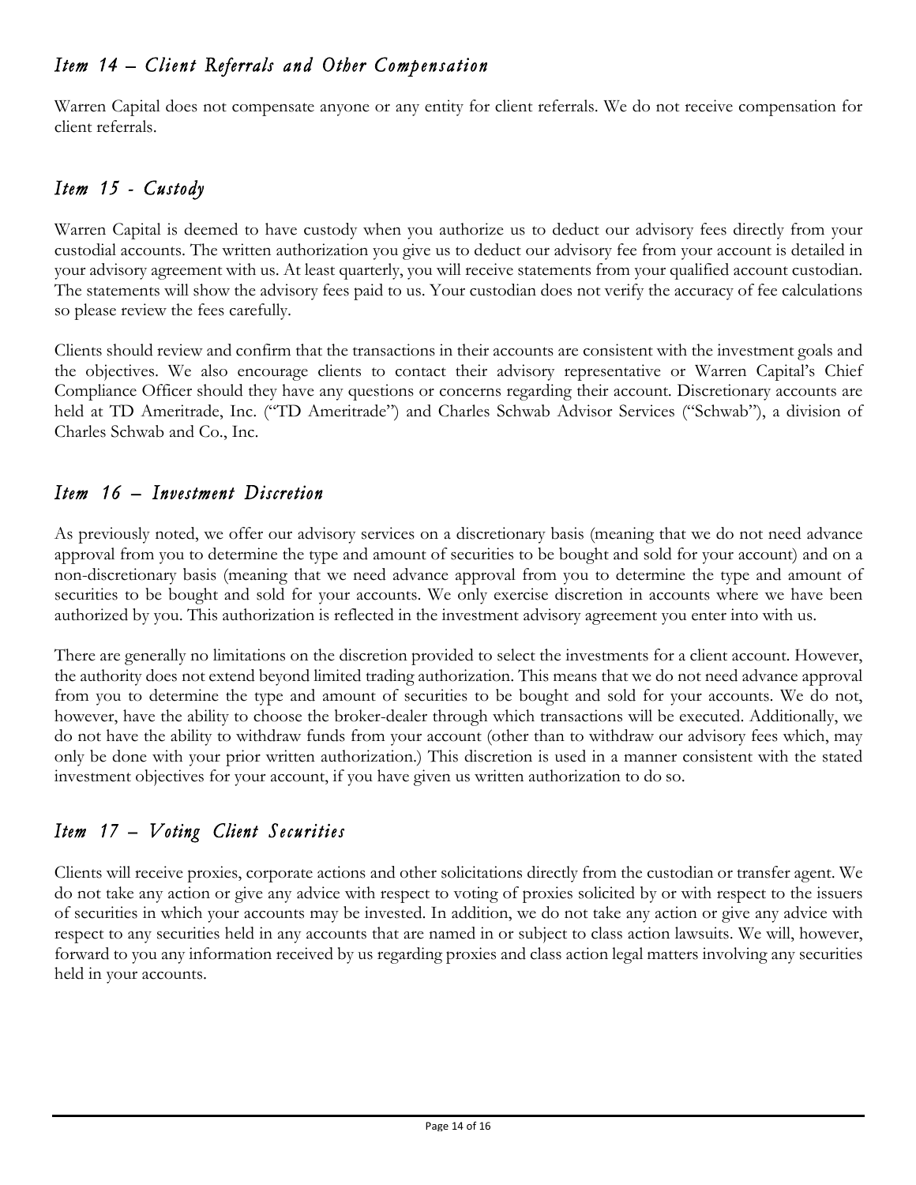## *Item 14 – Client Referrals and Other Compensation*

Warren Capital does not compensate anyone or any entity for client referrals. We do not receive compensation for client referrals.

## *Item 15 - Custody*

Warren Capital is deemed to have custody when you authorize us to deduct our advisory fees directly from your custodial accounts. The written authorization you give us to deduct our advisory fee from your account is detailed in your advisory agreement with us. At least quarterly, you will receive statements from your qualified account custodian. The statements will show the advisory fees paid to us. Your custodian does not verify the accuracy of fee calculations so please review the fees carefully.

Clients should review and confirm that the transactions in their accounts are consistent with the investment goals and the objectives. We also encourage clients to contact their advisory representative or Warren Capital's Chief Compliance Officer should they have any questions or concerns regarding their account. Discretionary accounts are held at TD Ameritrade, Inc. ("TD Ameritrade") and Charles Schwab Advisor Services ("Schwab"), a division of Charles Schwab and Co., Inc.

## *Item 16 – Investment Discretion*

As previously noted, we offer our advisory services on a discretionary basis (meaning that we do not need advance approval from you to determine the type and amount of securities to be bought and sold for your account) and on a non-discretionary basis (meaning that we need advance approval from you to determine the type and amount of securities to be bought and sold for your accounts. We only exercise discretion in accounts where we have been authorized by you. This authorization is reflected in the investment advisory agreement you enter into with us.

There are generally no limitations on the discretion provided to select the investments for a client account. However, the authority does not extend beyond limited trading authorization. This means that we do not need advance approval from you to determine the type and amount of securities to be bought and sold for your accounts. We do not, however, have the ability to choose the broker-dealer through which transactions will be executed. Additionally, we do not have the ability to withdraw funds from your account (other than to withdraw our advisory fees which, may only be done with your prior written authorization.) This discretion is used in a manner consistent with the stated investment objectives for your account, if you have given us written authorization to do so.

## *Item 17 – Voting Client Securities*

Clients will receive proxies, corporate actions and other solicitations directly from the custodian or transfer agent. We do not take any action or give any advice with respect to voting of proxies solicited by or with respect to the issuers of securities in which your accounts may be invested. In addition, we do not take any action or give any advice with respect to any securities held in any accounts that are named in or subject to class action lawsuits. We will, however, forward to you any information received by us regarding proxies and class action legal matters involving any securities held in your accounts.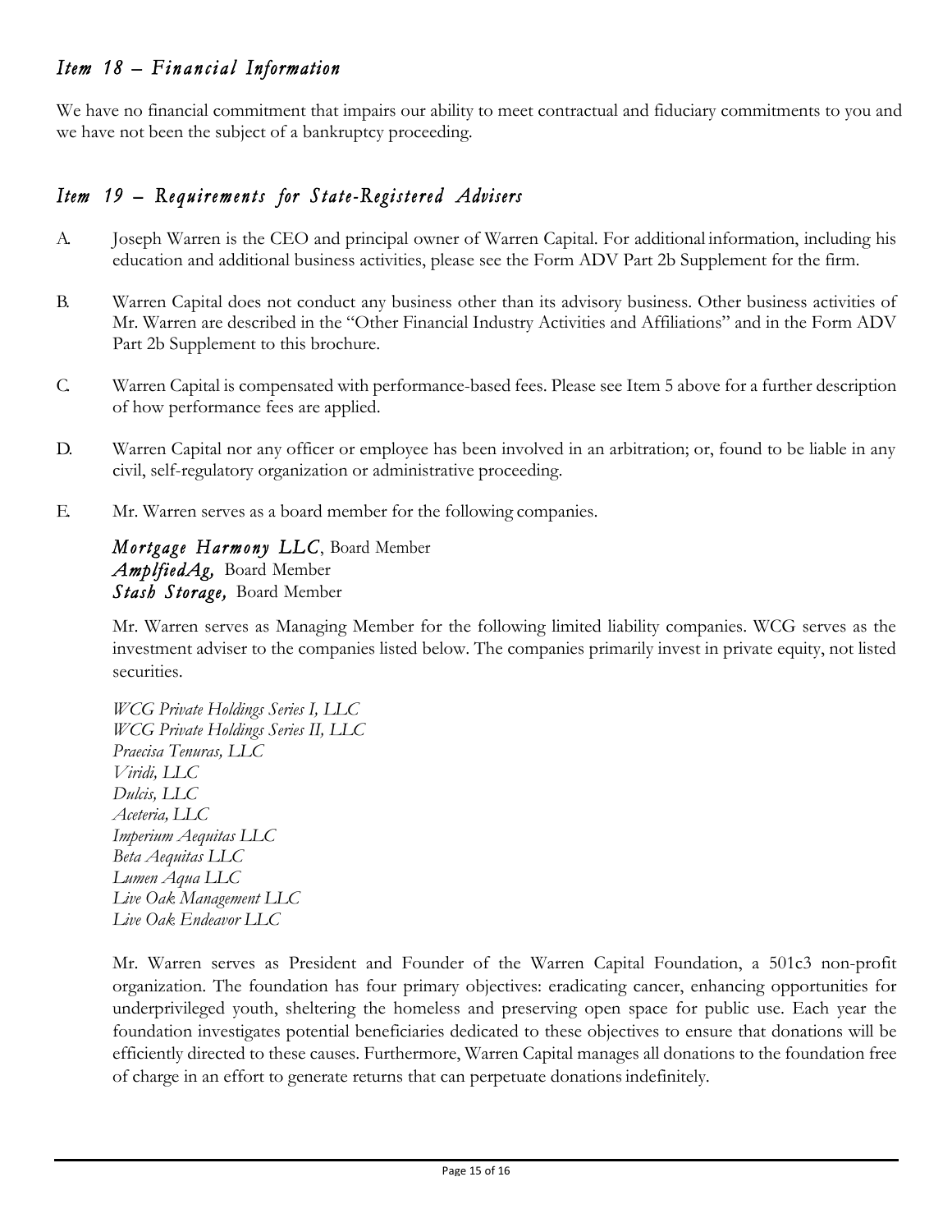## *Item 18 – Financial Information*

We have no financial commitment that impairs our ability to meet contractual and fiduciary commitments to you and we have not been the subject of a bankruptcy proceeding.

## *Item 19 – Requirements for State-Registered Advisers*

A. Joseph Warren is the CEO and principal owner of Warren Capital. For additional information, including his education and additional business activities, please see the Form ADV Part 2b Supplement for the firm.

B. Warren Capital does not conduct any business other than its advisory business. Other business activities of Mr. Warren are described in the "Other Financial Industry Activities and Affiliations" and in the Form ADV Part 2b Supplement to this brochure.

C. Warren Capital is compensated with performance-based fees. Please see Item 5 above for a further description of how performance fees are applied.

D. Warren Capital nor any officer or employee has been involved in an arbitration; or, found to be liable in any civil, self-regulatory organization or administrative proceeding.

E. Mr. Warren serves as a board member for the following companies.

   ***Mortgage Harmony LLC***, Board Member
   ***AmplfiedAg,*** Board Member
   ***Stash Storage,*** Board Member

   Mr. Warren serves as Managing Member for the following limited liability companies. WCG serves as the investment adviser to the companies listed below. The companies primarily invest in private equity, not listed securities.

   *WCG Private Holdings Series I, LLC*
   *WCG Private Holdings Series II, LLC*
   *Praecisa Tenuras, LLC*
   *Viridi, LLC*
   *Dulcis, LLC*
   *Aceteria, LLC*
   *Imperium Aequitas LLC*
   *Beta Aequitas LLC*
   *Lumen Aqua LLC*
   *Live Oak Management LLC*
   *Live Oak Endeavor LLC*

   Mr. Warren serves as President and Founder of the Warren Capital Foundation, a 501c3 non-profit organization. The foundation has four primary objectives: eradicating cancer, enhancing opportunities for underprivileged youth, sheltering the homeless and preserving open space for public use. Each year the foundation investigates potential beneficiaries dedicated to these objectives to ensure that donations will be efficiently directed to these causes. Furthermore, Warren Capital manages all donations to the foundation free of charge in an effort to generate returns that can perpetuate donations indefinitely.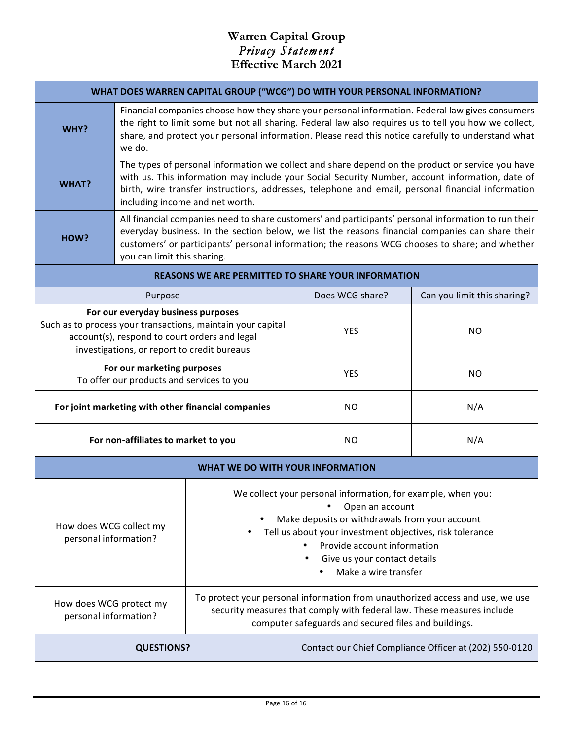# Warren Capital Group
## *Privacy Statement*
## Effective March 2021

| WHAT DOES WARREN CAPITAL GROUP ("WCG") DO WITH YOUR PERSONAL INFORMATION? | |
|---|---|
| **WHY?** | Financial companies choose how they share your personal information. Federal law gives consumers the right to limit some but not all sharing. Federal law also requires us to tell you how we collect, share, and protect your personal information. Please read this notice carefully to understand what we do. |
| **WHAT?** | The types of personal information we collect and share depend on the product or service you have with us. This information may include your Social Security Number, account information, date of birth, wire transfer instructions, addresses, telephone and email, personal financial information including income and net worth. |
| **HOW?** | All financial companies need to share customers' and participants' personal information to run their everyday business. In the section below, we list the reasons financial companies can share their customers' or participants' personal information; the reasons WCG chooses to share; and whether you can limit this sharing. |

**REASONS WE ARE PERMITTED TO SHARE YOUR INFORMATION**

| Purpose | Does WCG share? | Can you limit this sharing? |
|---|---|---|
| **For our everyday business purposes** Such as to process your transactions, maintain your capital account(s), respond to court orders and legal investigations, or report to credit bureaus | YES | NO |
| **For our marketing purposes** To offer our products and services to you | YES | NO |
| **For joint marketing with other financial companies** | NO | N/A |
| **For non-affiliates to market to you** | NO | N/A |

**WHAT WE DO WITH YOUR INFORMATION**

| | |
|---|---|
| How does WCG collect my personal information? | We collect your personal information, for example, when you:<br>• Open an account<br>• Make deposits or withdrawals from your account<br>• Tell us about your investment objectives, risk tolerance<br>• Provide account information<br>• Give us your contact details<br>• Make a wire transfer |
| How does WCG protect my personal information? | To protect your personal information from unauthorized access and use, we use security measures that comply with federal law. These measures include computer safeguards and secured files and buildings. |
| **QUESTIONS?** | Contact our Chief Compliance Officer at (202) 550-0120 |